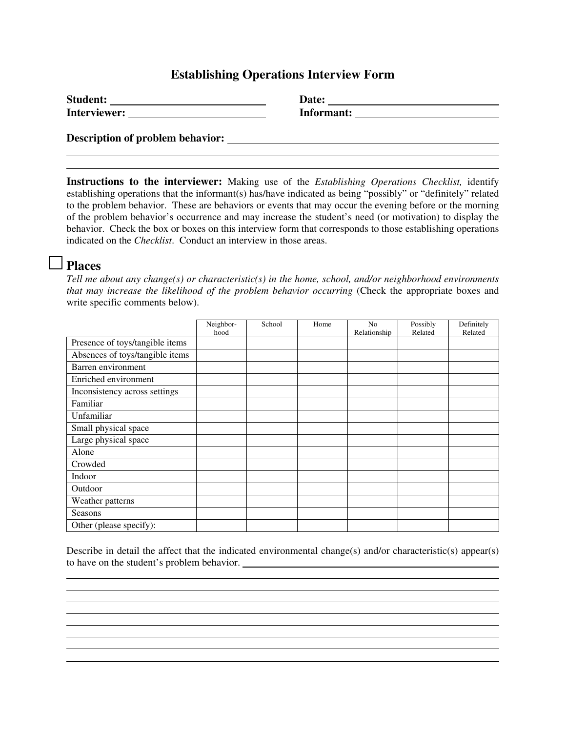# Establishing Operations Interview Form

**Student:** ______________________________ **Date:** ______________________________

**Interviewer:** ___________________________ **Informant:** ___________________________

**Description of problem behavior:** ___________________________________________

______________________________________________________________________________

______________________________________________________________________________

**Instructions to the interviewer:** Making use of the *Establishing Operations Checklist,* identify establishing operations that the informant(s) has/have indicated as being "possibly" or "definitely" related to the problem behavior. These are behaviors or events that may occur the evening before or the morning of the problem behavior's occurrence and may increase the student's need (or motivation) to display the behavior. Check the box or boxes on this interview form that corresponds to those establishing operations indicated on the *Checklist*. Conduct an interview in those areas.

## ☐ Places

*Tell me about any change(s) or characteristic(s) in the home, school, and/or neighborhood environments that may increase the likelihood of the problem behavior occurring* (Check the appropriate boxes and write specific comments below).

| | Neighbor-hood | School | Home | No Relationship | Possibly Related | Definitely Related |
|---|---|---|---|---|---|---|
| Presence of toys/tangible items | | | | | | |
| Absences of toys/tangible items | | | | | | |
| Barren environment | | | | | | |
| Enriched environment | | | | | | |
| Inconsistency across settings | | | | | | |
| Familiar | | | | | | |
| Unfamiliar | | | | | | |
| Small physical space | | | | | | |
| Large physical space | | | | | | |
| Alone | | | | | | |
| Crowded | | | | | | |
| Indoor | | | | | | |
| Outdoor | | | | | | |
| Weather patterns | | | | | | |
| Seasons | | | | | | |
| Other (please specify): | | | | | | |

Describe in detail the affect that the indicated environmental change(s) and/or characteristic(s) appear(s) to have on the student's problem behavior. ______________________________________

______________________________________________________________________________

______________________________________________________________________________

______________________________________________________________________________

______________________________________________________________________________

______________________________________________________________________________

______________________________________________________________________________

______________________________________________________________________________

______________________________________________________________________________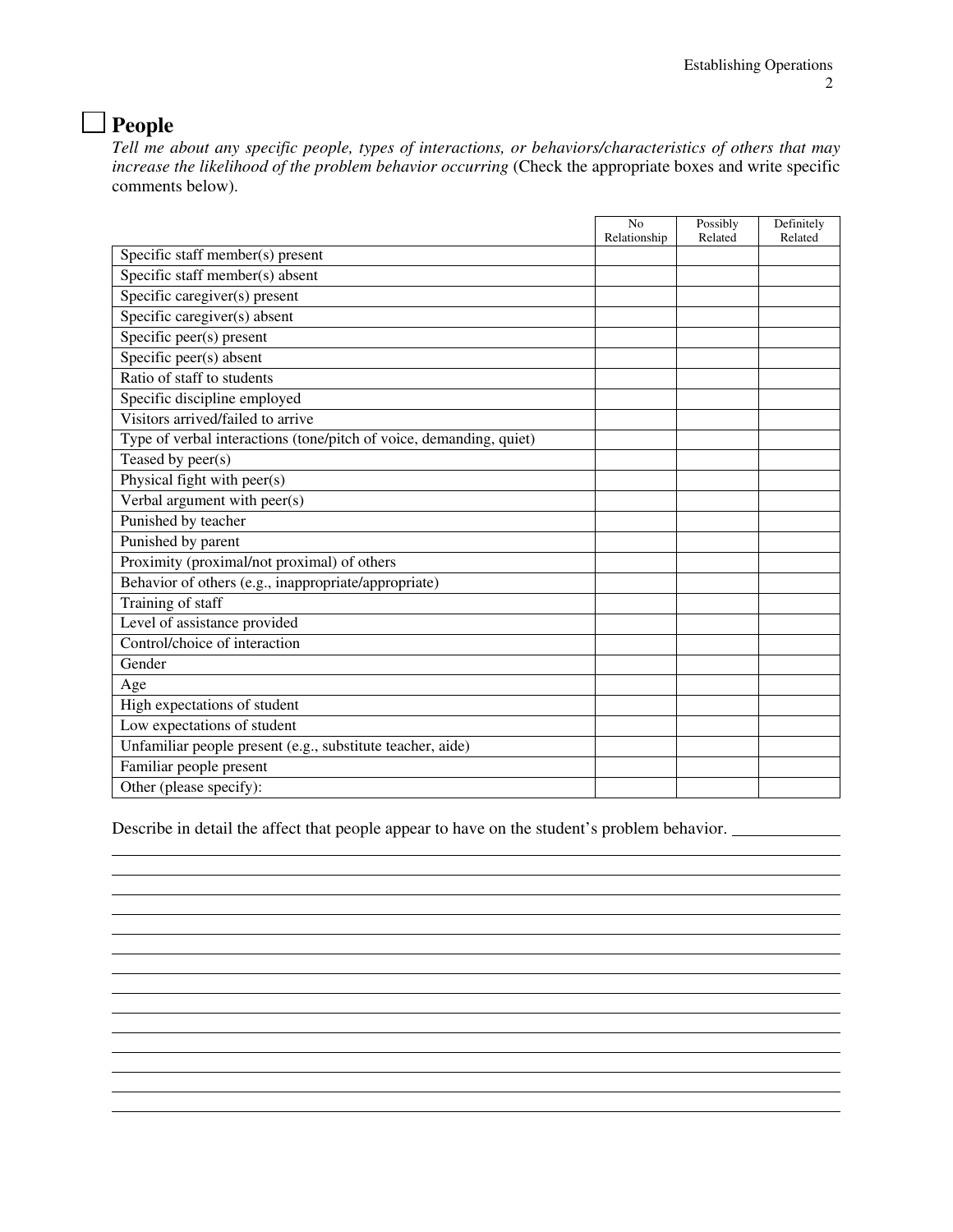## ☐ People

*Tell me about any specific people, types of interactions, or behaviors/characteristics of others that may increase the likelihood of the problem behavior occurring* (Check the appropriate boxes and write specific comments below).

| | No Relationship | Possibly Related | Definitely Related |
|---|---|---|---|
| Specific staff member(s) present | | | |
| Specific staff member(s) absent | | | |
| Specific caregiver(s) present | | | |
| Specific caregiver(s) absent | | | |
| Specific peer(s) present | | | |
| Specific peer(s) absent | | | |
| Ratio of staff to students | | | |
| Specific discipline employed | | | |
| Visitors arrived/failed to arrive | | | |
| Type of verbal interactions (tone/pitch of voice, demanding, quiet) | | | |
| Teased by peer(s) | | | |
| Physical fight with peer(s) | | | |
| Verbal argument with peer(s) | | | |
| Punished by teacher | | | |
| Punished by parent | | | |
| Proximity (proximal/not proximal) of others | | | |
| Behavior of others (e.g., inappropriate/appropriate) | | | |
| Training of staff | | | |
| Level of assistance provided | | | |
| Control/choice of interaction | | | |
| Gender | | | |
| Age | | | |
| High expectations of student | | | |
| Low expectations of student | | | |
| Unfamiliar people present (e.g., substitute teacher, aide) | | | |
| Familiar people present | | | |
| Other (please specify): | | | |

Describe in detail the affect that people appear to have on the student's problem behavior. ____________

______________________________________________________________________________
______________________________________________________________________________
______________________________________________________________________________
______________________________________________________________________________
______________________________________________________________________________
______________________________________________________________________________
______________________________________________________________________________
______________________________________________________________________________
______________________________________________________________________________
______________________________________________________________________________
______________________________________________________________________________
______________________________________________________________________________
______________________________________________________________________________
______________________________________________________________________________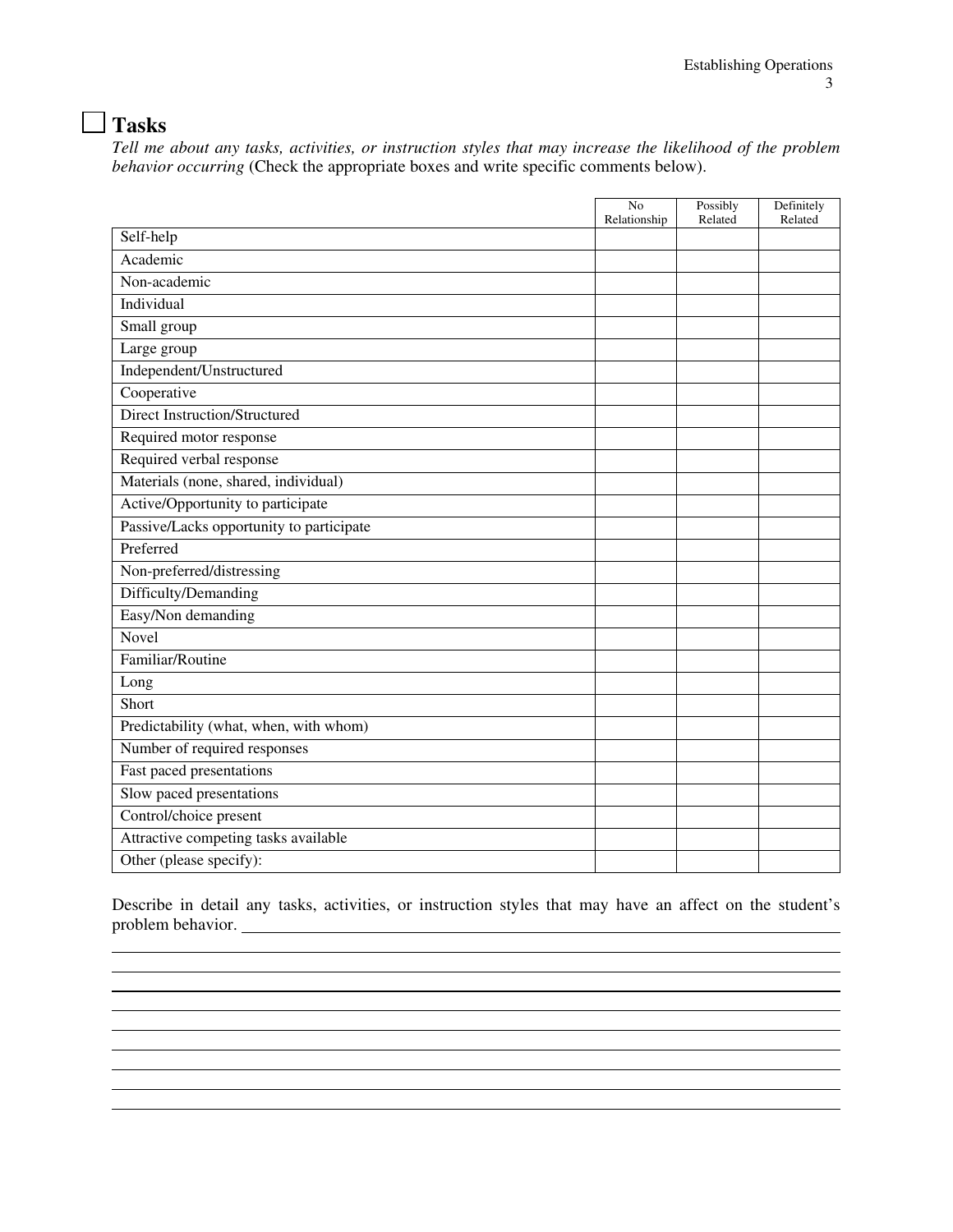## ☐ Tasks

*Tell me about any tasks, activities, or instruction styles that may increase the likelihood of the problem behavior occurring* (Check the appropriate boxes and write specific comments below).

| | No Relationship | Possibly Related | Definitely Related |
|---|---|---|---|
| Self-help | | | |
| Academic | | | |
| Non-academic | | | |
| Individual | | | |
| Small group | | | |
| Large group | | | |
| Independent/Unstructured | | | |
| Cooperative | | | |
| Direct Instruction/Structured | | | |
| Required motor response | | | |
| Required verbal response | | | |
| Materials (none, shared, individual) | | | |
| Active/Opportunity to participate | | | |
| Passive/Lacks opportunity to participate | | | |
| Preferred | | | |
| Non-preferred/distressing | | | |
| Difficulty/Demanding | | | |
| Easy/Non demanding | | | |
| Novel | | | |
| Familiar/Routine | | | |
| Long | | | |
| Short | | | |
| Predictability (what, when, with whom) | | | |
| Number of required responses | | | |
| Fast paced presentations | | | |
| Slow paced presentations | | | |
| Control/choice present | | | |
| Attractive competing tasks available | | | |
| Other (please specify): | | | |

Describe in detail any tasks, activities, or instruction styles that may have an affect on the student's problem behavior. ______________________________________________________________

______________________________________________________________

______________________________________________________________

______________________________________________________________

______________________________________________________________

______________________________________________________________

______________________________________________________________

______________________________________________________________

______________________________________________________________

______________________________________________________________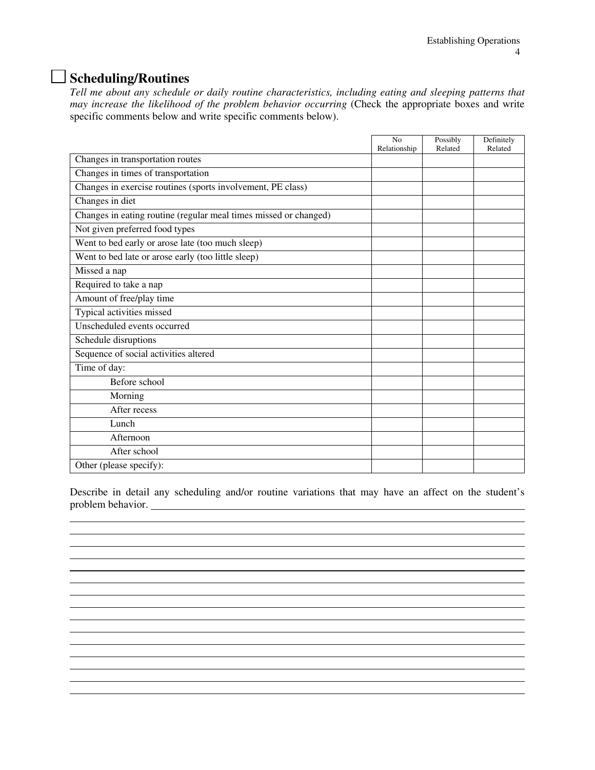## ☐ Scheduling/Routines

*Tell me about any schedule or daily routine characteristics, including eating and sleeping patterns that may increase the likelihood of the problem behavior occurring* (Check the appropriate boxes and write specific comments below and write specific comments below).

| | No Relationship | Possibly Related | Definitely Related |
|---|---|---|---|
| Changes in transportation routes | | | |
| Changes in times of transportation | | | |
| Changes in exercise routines (sports involvement, PE class) | | | |
| Changes in diet | | | |
| Changes in eating routine (regular meal times missed or changed) | | | |
| Not given preferred food types | | | |
| Went to bed early or arose late (too much sleep) | | | |
| Went to bed late or arose early (too little sleep) | | | |
| Missed a nap | | | |
| Required to take a nap | | | |
| Amount of free/play time | | | |
| Typical activities missed | | | |
| Unscheduled events occurred | | | |
| Schedule disruptions | | | |
| Sequence of social activities altered | | | |
| Time of day: | | | |
| Before school | | | |
| Morning | | | |
| After recess | | | |
| Lunch | | | |
| Afternoon | | | |
| After school | | | |
| Other (please specify): | | | |

Describe in detail any scheduling and/or routine variations that may have an affect on the student's problem behavior. ____________________________________________

______________________________________________________________________________

______________________________________________________________________________

______________________________________________________________________________

______________________________________________________________________________

______________________________________________________________________________

______________________________________________________________________________

______________________________________________________________________________

______________________________________________________________________________

______________________________________________________________________________

______________________________________________________________________________

______________________________________________________________________________

______________________________________________________________________________

______________________________________________________________________________

______________________________________________________________________________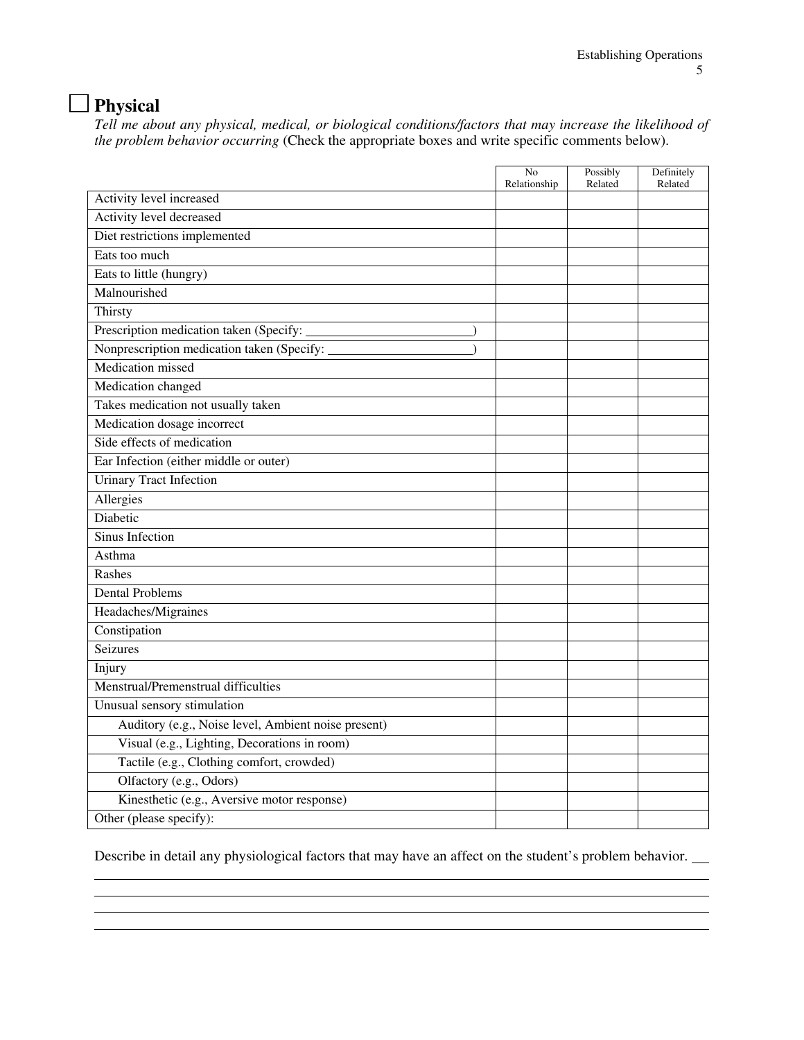## ☐ Physical

*Tell me about any physical, medical, or biological conditions/factors that may increase the likelihood of the problem behavior occurring* (Check the appropriate boxes and write specific comments below).

| | No Relationship | Possibly Related | Definitely Related |
|---|---|---|---|
| Activity level increased | | | |
| Activity level decreased | | | |
| Diet restrictions implemented | | | |
| Eats too much | | | |
| Eats to little (hungry) | | | |
| Malnourished | | | |
| Thirsty | | | |
| Prescription medication taken (Specify: ________________________) | | | |
| Nonprescription medication taken (Specify: ____________________) | | | |
| Medication missed | | | |
| Medication changed | | | |
| Takes medication not usually taken | | | |
| Medication dosage incorrect | | | |
| Side effects of medication | | | |
| Ear Infection (either middle or outer) | | | |
| Urinary Tract Infection | | | |
| Allergies | | | |
| Diabetic | | | |
| Sinus Infection | | | |
| Asthma | | | |
| Rashes | | | |
| Dental Problems | | | |
| Headaches/Migraines | | | |
| Constipation | | | |
| Seizures | | | |
| Injury | | | |
| Menstrual/Premenstrual difficulties | | | |
| Unusual sensory stimulation | | | |
| Auditory (e.g., Noise level, Ambient noise present) | | | |
| Visual (e.g., Lighting, Decorations in room) | | | |
| Tactile (e.g., Clothing comfort, crowded) | | | |
| Olfactory (e.g., Odors) | | | |
| Kinesthetic (e.g., Aversive motor response) | | | |
| Other (please specify): | | | |

Describe in detail any physiological factors that may have an affect on the student's problem behavior. ___

_______________________________________________________________________________

_______________________________________________________________________________

_______________________________________________________________________________

_______________________________________________________________________________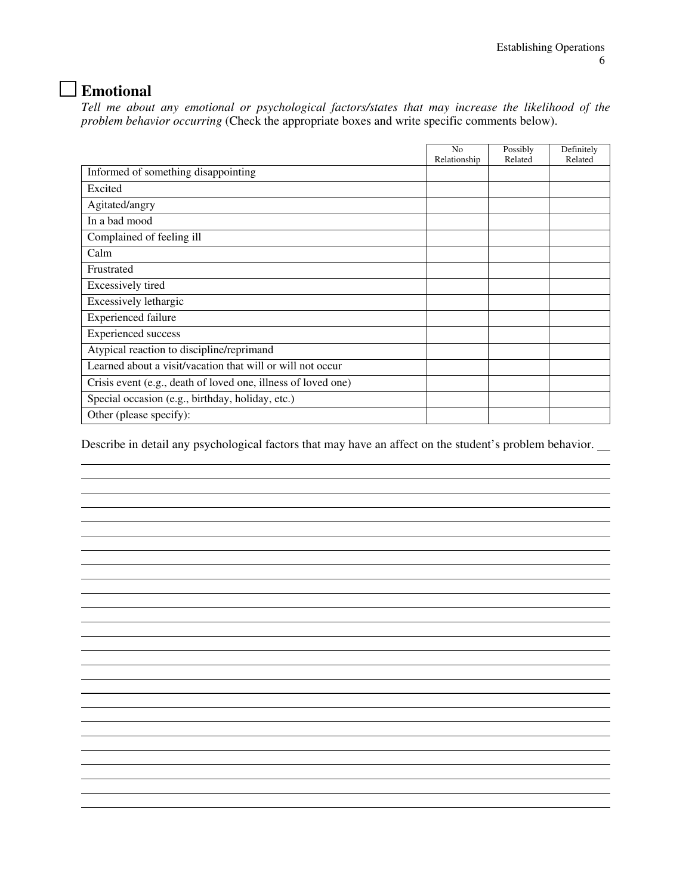## ☐ Emotional

*Tell me about any emotional or psychological factors/states that may increase the likelihood of the problem behavior occurring* (Check the appropriate boxes and write specific comments below).

| | No Relationship | Possibly Related | Definitely Related |
|---|---|---|---|
| Informed of something disappointing | | | |
| Excited | | | |
| Agitated/angry | | | |
| In a bad mood | | | |
| Complained of feeling ill | | | |
| Calm | | | |
| Frustrated | | | |
| Excessively tired | | | |
| Excessively lethargic | | | |
| Experienced failure | | | |
| Experienced success | | | |
| Atypical reaction to discipline/reprimand | | | |
| Learned about a visit/vacation that will or will not occur | | | |
| Crisis event (e.g., death of loved one, illness of loved one) | | | |
| Special occasion (e.g., birthday, holiday, etc.) | | | |
| Other (please specify): | | | |

Describe in detail any psychological factors that may have an affect on the student's problem behavior. ____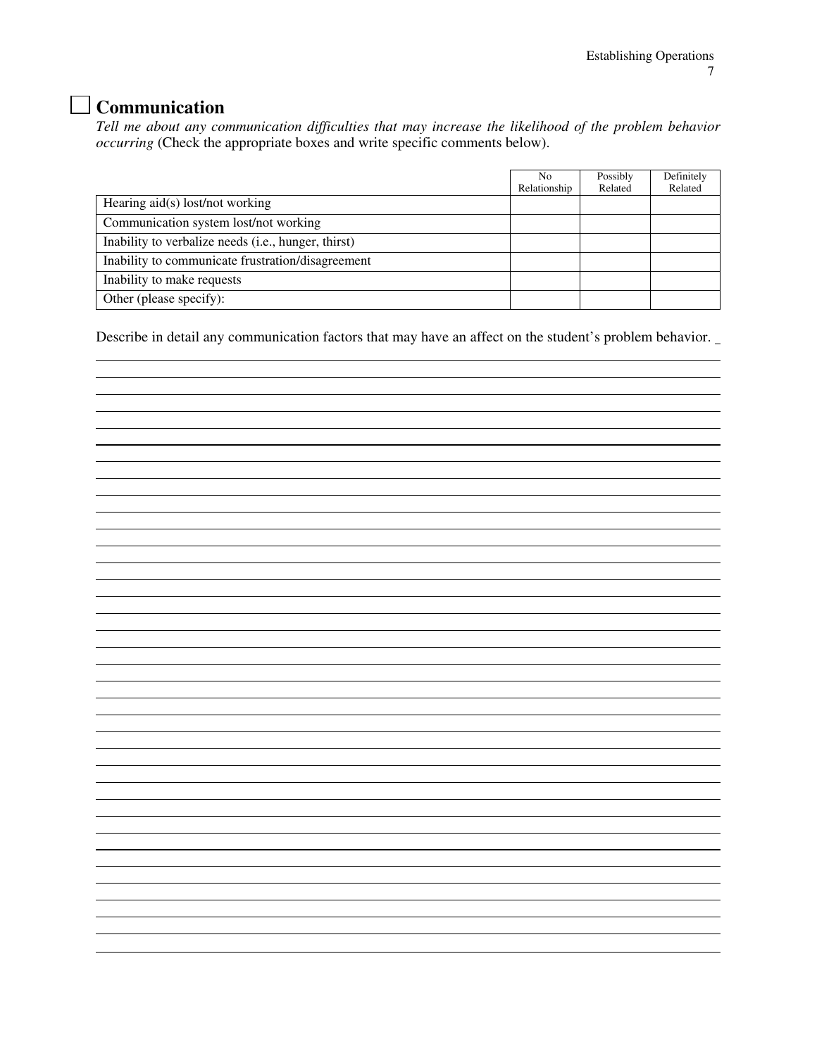## ☐ Communication

*Tell me about any communication difficulties that may increase the likelihood of the problem behavior occurring* (Check the appropriate boxes and write specific comments below).

| | No Relationship | Possibly Related | Definitely Related |
|---|---|---|---|
| Hearing aid(s) lost/not working | | | |
| Communication system lost/not working | | | |
| Inability to verbalize needs (i.e., hunger, thirst) | | | |
| Inability to communicate frustration/disagreement | | | |
| Inability to make requests | | | |
| Other (please specify): | | | |

Describe in detail any communication factors that may have an affect on the student's problem behavior. _